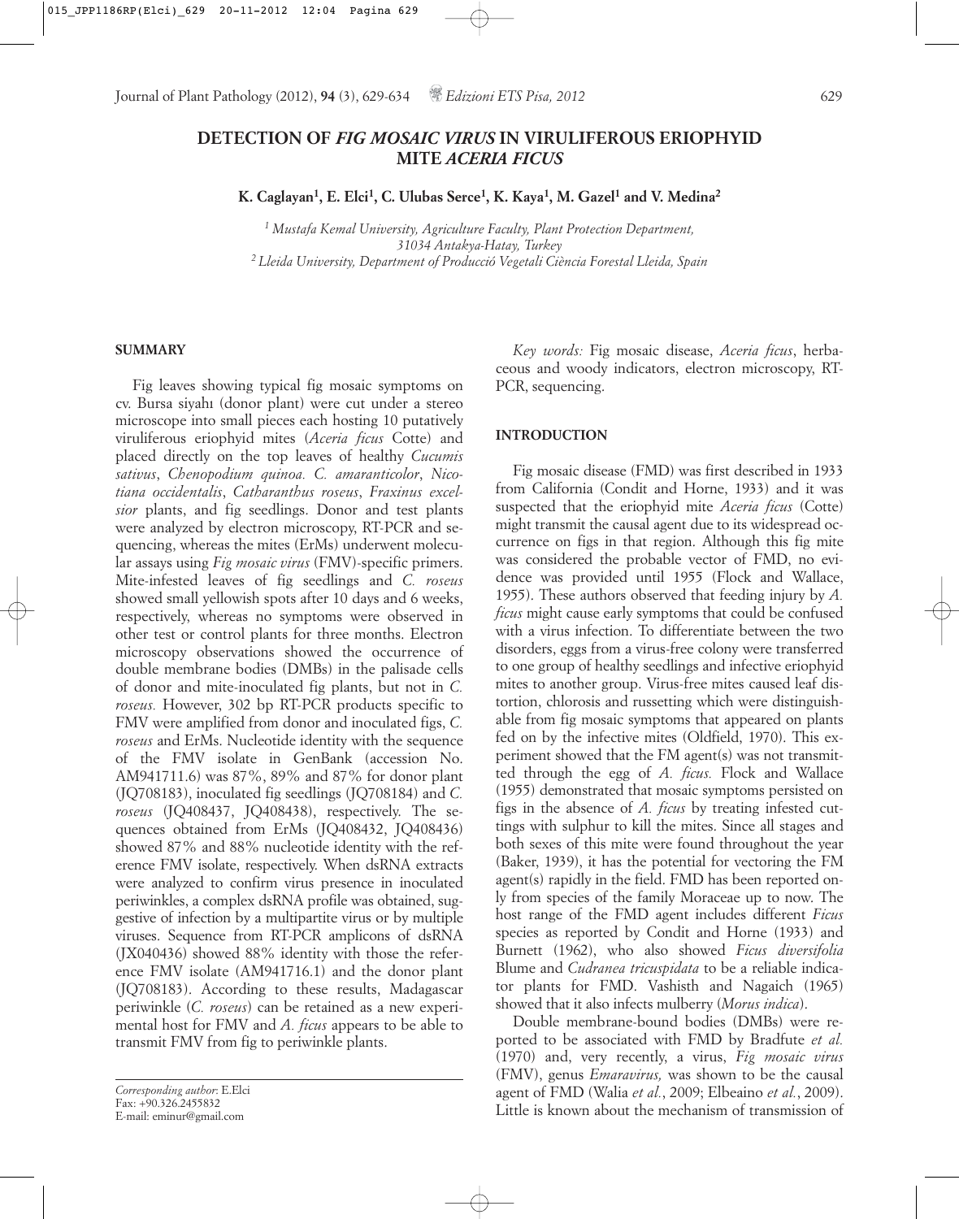# DETECTION OF *FIG MOSAIC VIRUS* IN VIRULIFEROUS ERIOPHYID MITE *ACERIA FICUS*

**K. Caglayan[1], E. Elci[1], C. Ulubas Serce[1], K. Kaya[1], M. Gazel[1] and V. Medina[2]**

[1] *Mustafa Kemal University, Agriculture Faculty, Plant Protection Department, 31034 Antakya-Hatay, Turkey*
[2] *Lleida University, Department of Producció Vegetali Ciència Forestal Lleida, Spain*

## SUMMARY

Fig leaves showing typical fig mosaic symptoms on cv. Bursa siyahı (donor plant) were cut under a stereo microscope into small pieces each hosting 10 putatively viruliferous eriophyid mites (*Aceria ficus* Cotte) and placed directly on the top leaves of healthy *Cucumis sativus*, *Chenopodium quinoa. C. amaranticolor*, *Nicotiana occidentalis*, *Catharanthus roseus*, *Fraxinus excelsior* plants, and fig seedlings. Donor and test plants were analyzed by electron microscopy, RT-PCR and sequencing, whereas the mites (ErMs) underwent molecular assays using *Fig mosaic virus* (FMV)-specific primers. Mite-infested leaves of fig seedlings and *C. roseus* showed small yellowish spots after 10 days and 6 weeks, respectively, whereas no symptoms were observed in other test or control plants for three months. Electron microscopy observations showed the occurrence of double membrane bodies (DMBs) in the palisade cells of donor and mite-inoculated fig plants, but not in *C. roseus.* However, 302 bp RT-PCR products specific to FMV were amplified from donor and inoculated figs, *C. roseus* and ErMs. Nucleotide identity with the sequence of the FMV isolate in GenBank (accession No. AM941711.6) was 87%, 89% and 87% for donor plant (JQ708183), inoculated fig seedlings (JQ708184) and *C. roseus* (JQ408437, JQ408438), respectively. The sequences obtained from ErMs (JQ408432, JQ408436) showed 87% and 88% nucleotide identity with the reference FMV isolate, respectively. When dsRNA extracts were analyzed to confirm virus presence in inoculated periwinkles, a complex dsRNA profile was obtained, suggestive of infection by a multipartite virus or by multiple viruses. Sequence from RT-PCR amplicons of dsRNA (JX040436) showed 88% identity with those the reference FMV isolate (AM941716.1) and the donor plant (JQ708183). According to these results, Madagascar periwinkle (*C. roseus*) can be retained as a new experimental host for FMV and *A. ficus* appears to be able to transmit FMV from fig to periwinkle plants.

*Key words:* Fig mosaic disease, *Aceria ficus*, herbaceous and woody indicators, electron microscopy, RT-PCR, sequencing.

## INTRODUCTION

Fig mosaic disease (FMD) was first described in 1933 from California (Condit and Horne, 1933) and it was suspected that the eriophyid mite *Aceria ficus* (Cotte) might transmit the causal agent due to its widespread occurrence on figs in that region. Although this fig mite was considered the probable vector of FMD, no evidence was provided until 1955 (Flock and Wallace, 1955). These authors observed that feeding injury by *A. ficus* might cause early symptoms that could be confused with a virus infection. To differentiate between the two disorders, eggs from a virus-free colony were transferred to one group of healthy seedlings and infective eriophyid mites to another group. Virus-free mites caused leaf distortion, chlorosis and russetting which were distinguishable from fig mosaic symptoms that appeared on plants fed on by the infective mites (Oldfield, 1970). This experiment showed that the FM agent(s) was not transmitted through the egg of *A. ficus.* Flock and Wallace (1955) demonstrated that mosaic symptoms persisted on figs in the absence of *A. ficus* by treating infested cuttings with sulphur to kill the mites. Since all stages and both sexes of this mite were found throughout the year (Baker, 1939), it has the potential for vectoring the FM agent(s) rapidly in the field. FMD has been reported only from species of the family Moraceae up to now. The host range of the FMD agent includes different *Ficus* species as reported by Condit and Horne (1933) and Burnett (1962), who also showed *Ficus diversifolia* Blume and *Cudranea tricuspidata* to be a reliable indicator plants for FMD. Vashisth and Nagaich (1965) showed that it also infects mulberry (*Morus indica*).

Double membrane-bound bodies (DMBs) were reported to be associated with FMD by Bradfute *et al.* (1970) and, very recently, a virus, *Fig mosaic virus* (FMV), genus *Emaravirus,* was shown to be the causal agent of FMD (Walia *et al.*, 2009; Elbeaino *et al.*, 2009). Little is known about the mechanism of transmission of

*Corresponding author*: E.Elci
Fax: +90.326.2455832
E-mail: eminur@gmail.com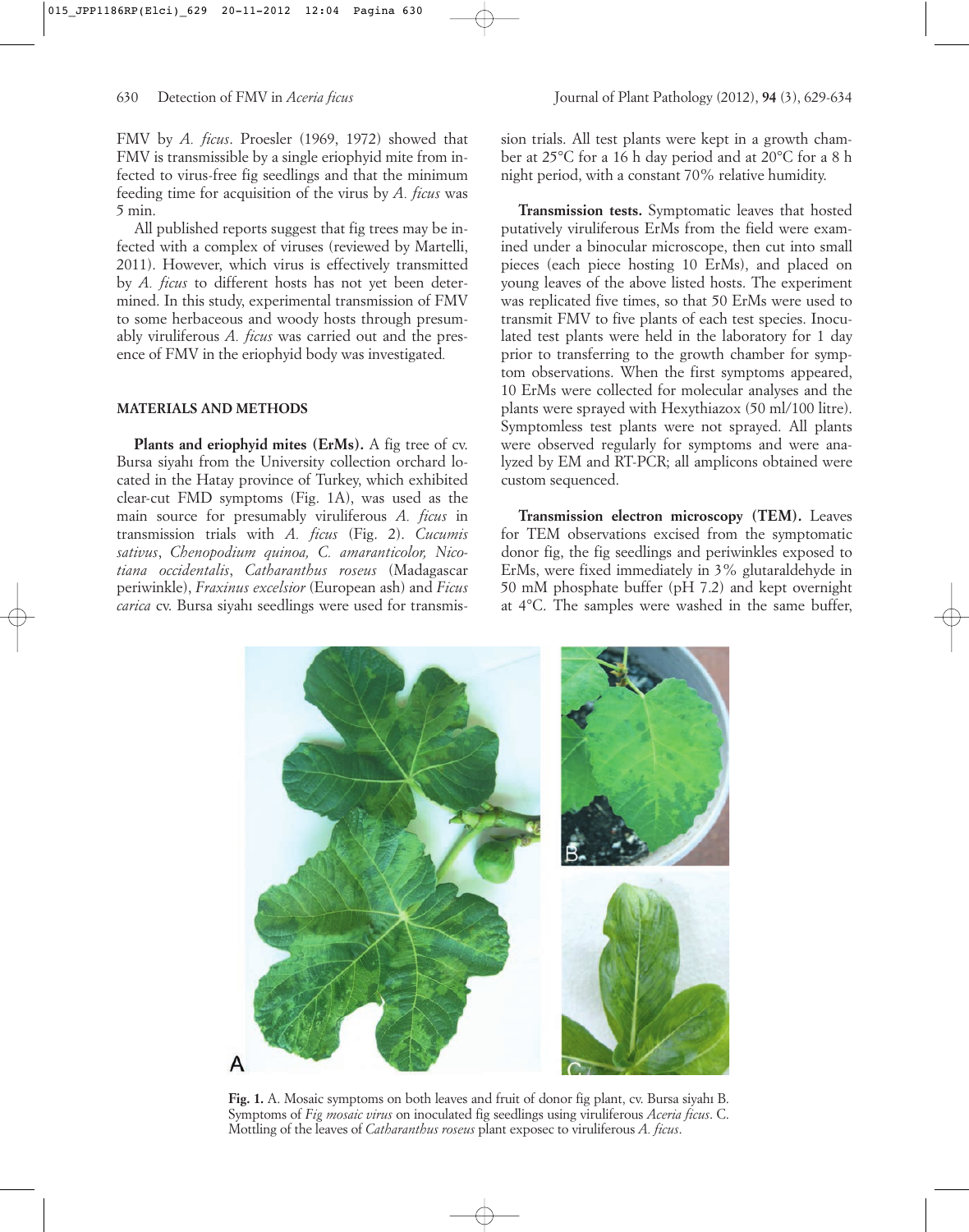FMV by *A. ficus*. Proesler (1969, 1972) showed that FMV is transmissible by a single eriophyid mite from infected to virus-free fig seedlings and that the minimum feeding time for acquisition of the virus by *A. ficus* was 5 min.

All published reports suggest that fig trees may be infected with a complex of viruses (reviewed by Martelli, 2011). However, which virus is effectively transmitted by *A. ficus* to different hosts has not yet been determined. In this study, experimental transmission of FMV to some herbaceous and woody hosts through presumably viruliferous *A. ficus* was carried out and the presence of FMV in the eriophyid body was investigated.

## MATERIALS AND METHODS

**Plants and eriophyid mites (ErMs).** A fig tree of cv. Bursa siyahı from the University collection orchard located in the Hatay province of Turkey, which exhibited clear-cut FMD symptoms (Fig. 1A), was used as the main source for presumably viruliferous *A. ficus* in transmission trials with *A. ficus* (Fig. 2). *Cucumis sativus*, *Chenopodium quinoa, C. amaranticolor, Nicotiana occidentalis*, *Catharanthus roseus* (Madagascar periwinkle), *Fraxinus excelsior* (European ash) and *Ficus carica* cv. Bursa siyahı seedlings were used for transmission trials. All test plants were kept in a growth chamber at 25°C for a 16 h day period and at 20°C for a 8 h night period, with a constant 70% relative humidity.

**Transmission tests.** Symptomatic leaves that hosted putatively viruliferous ErMs from the field were examined under a binocular microscope, then cut into small pieces (each piece hosting 10 ErMs), and placed on young leaves of the above listed hosts. The experiment was replicated five times, so that 50 ErMs were used to transmit FMV to five plants of each test species. Inoculated test plants were held in the laboratory for 1 day prior to transferring to the growth chamber for symptom observations. When the first symptoms appeared, 10 ErMs were collected for molecular analyses and the plants were sprayed with Hexythiazox (50 ml/100 litre). Symptomless test plants were not sprayed. All plants were observed regularly for symptoms and were analyzed by EM and RT-PCR; all amplicons obtained were custom sequenced.

**Transmission electron microscopy (TEM).** Leaves for TEM observations excised from the symptomatic donor fig, the fig seedlings and periwinkles exposed to ErMs, were fixed immediately in 3% glutaraldehyde in 50 mM phosphate buffer (pH 7.2) and kept overnight at 4°C. The samples were washed in the same buffer,

**Fig. 1.** A. Mosaic symptoms on both leaves and fruit of donor fig plant, cv. Bursa siyahı B. Symptoms of *Fig mosaic virus* on inoculated fig seedlings using viruliferous *Aceria ficus*. C. Mottling of the leaves of *Catharanthus roseus* plant exposec to viruliferous *A. ficus*.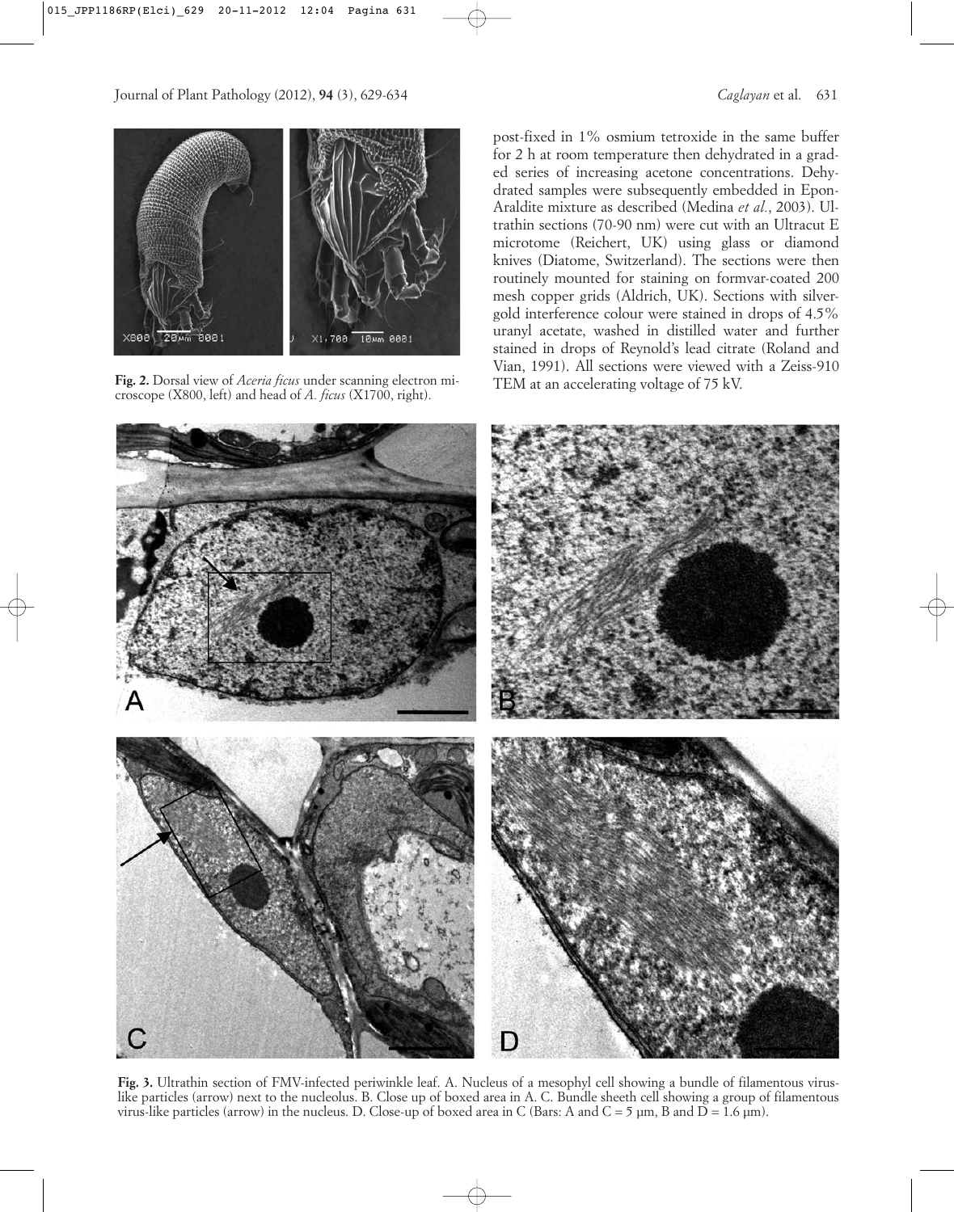Fig. 2. Dorsal view of *Aceria ficus* under scanning electron microscope (X800, left) and head of *A. ficus* (X1700, right).

post-fixed in 1% osmium tetroxide in the same buffer for 2 h at room temperature then dehydrated in a graded series of increasing acetone concentrations. Dehydrated samples were subsequently embedded in Epon-Araldite mixture as described (Medina *et al.*, 2003). Ultrathin sections (70-90 nm) were cut with an Ultracut E microtome (Reichert, UK) using glass or diamond knives (Diatome, Switzerland). The sections were then routinely mounted for staining on formvar-coated 200 mesh copper grids (Aldrich, UK). Sections with silver-gold interference colour were stained in drops of 4.5% uranyl acetate, washed in distilled water and further stained in drops of Reynold's lead citrate (Roland and Vian, 1991). All sections were viewed with a Zeiss-910 TEM at an accelerating voltage of 75 kV.

**Fig. 3.** Ultrathin section of FMV-infected periwinkle leaf. A. Nucleus of a mesophyl cell showing a bundle of filamentous virus-like particles (arrow) next to the nucleolus. B. Close up of boxed area in A. C. Bundle sheeth cell showing a group of filamentous virus-like particles (arrow) in the nucleus. D. Close-up of boxed area in C (Bars: A and C = 5 µm, B and D = 1.6 µm).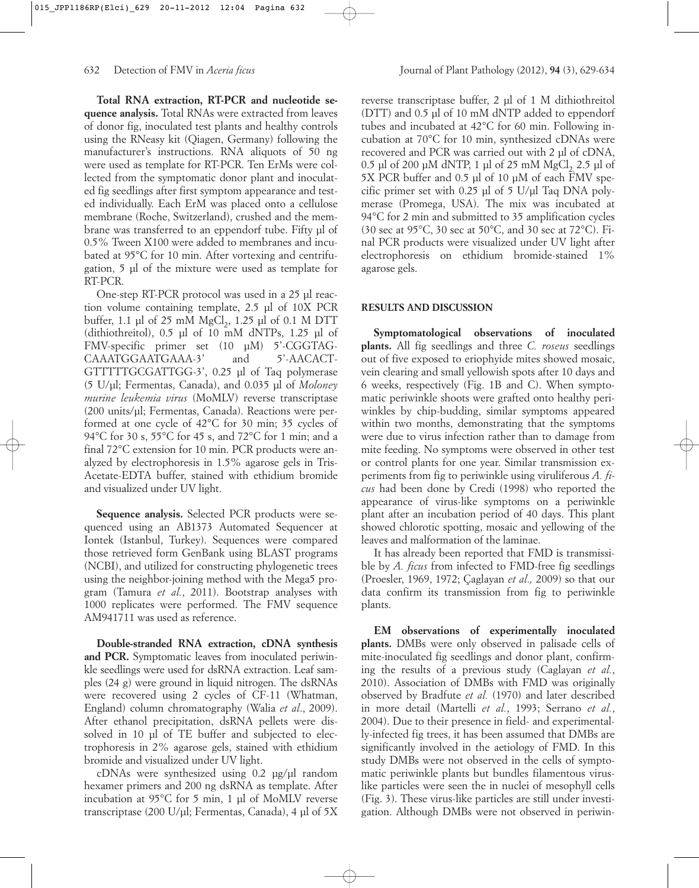**Total RNA extraction, RT-PCR and nucleotide sequence analysis.** Total RNAs were extracted from leaves of donor fig, inoculated test plants and healthy controls using the RNeasy kit (Qiagen, Germany) following the manufacturer's instructions. RNA aliquots of 50 ng were used as template for RT-PCR. Ten ErMs were collected from the symptomatic donor plant and inoculated fig seedlings after first symptom appearance and tested individually. Each ErM was placed onto a cellulose membrane (Roche, Switzerland), crushed and the membrane was transferred to an eppendorf tube. Fifty µl of 0.5% Tween X100 were added to membranes and incubated at 95°C for 10 min. After vortexing and centrifugation, 5 µl of the mixture were used as template for RT-PCR.

One-step RT-PCR protocol was used in a 25 µl reaction volume containing template, 2.5 µl of 10X PCR buffer, 1.1 µl of 25 mM $MgCl_2$, 1.25 µl of 0.1 M DTT (dithiothreitol), 0.5 µl of 10 mM dNTPs, 1.25 µl of FMV-specific primer set (10 µM) 5'-CGGTAGCAAATGGAATGAAA-3' and 5'-AACACTGTTTTTGCGATTGG-3', 0.25 µl of Taq polymerase (5 U/µl; Fermentas, Canada), and 0.035 µl of *Moloney murine leukemia virus* (MoMLV) reverse transcriptase (200 units/µl; Fermentas, Canada). Reactions were performed at one cycle of 42°C for 30 min; 35 cycles of 94°C for 30 s, 55°C for 45 s, and 72°C for 1 min; and a final 72°C extension for 10 min. PCR products were analyzed by electrophoresis in 1.5% agarose gels in Tris-Acetate-EDTA buffer, stained with ethidium bromide and visualized under UV light.

**Sequence analysis.** Selected PCR products were sequenced using an AB1373 Automated Sequencer at Iontek (Istanbul, Turkey). Sequences were compared those retrieved form GenBank using BLAST programs (NCBI), and utilized for constructing phylogenetic trees using the neighbor-joining method with the Mega5 program (Tamura *et al.*, 2011). Bootstrap analyses with 1000 replicates were performed. The FMV sequence AM941711 was used as reference.

**Double-stranded RNA extraction, cDNA synthesis and PCR.** Symptomatic leaves from inoculated periwinkle seedlings were used for dsRNA extraction. Leaf samples (24 g) were ground in liquid nitrogen. The dsRNAs were recovered using 2 cycles of CF-11 (Whatman, England) column chromatography (Walia *et al*., 2009). After ethanol precipitation, dsRNA pellets were dissolved in 10 µl of TE buffer and subjected to electrophoresis in 2% agarose gels, stained with ethidium bromide and visualized under UV light.

cDNAs were synthesized using 0.2 µg/µl random hexamer primers and 200 ng dsRNA as template. After incubation at 95°C for 5 min, 1 µl of MoMLV reverse transcriptase (200 U/µl; Fermentas, Canada), 4 µl of 5X reverse transcriptase buffer, 2 µl of 1 M dithiothreitol (DTT) and 0.5 µl of 10 mM dNTP added to eppendorf tubes and incubated at 42°C for 60 min. Following incubation at 70°C for 10 min, synthesized cDNAs were recovered and PCR was carried out with 2 µl of cDNA, 0.5 µl of 200 µM dNTP, 1 µl of 25 mM $MgCl_2$ 2.5 µl of 5X PCR buffer and 0.5 µl of 10 µM of each FMV specific primer set with 0.25 µl of 5 U/µl Taq DNA polymerase (Promega, USA). The mix was incubated at 94°C for 2 min and submitted to 35 amplification cycles (30 sec at 95°C, 30 sec at 50°C, and 30 sec at 72°C). Final PCR products were visualized under UV light after electrophoresis on ethidium bromide-stained 1% agarose gels.

## RESULTS AND DISCUSSION

**Symptomatological observations of inoculated plants.** All fig seedlings and three *C. roseus* seedlings out of five exposed to eriophyide mites showed mosaic, vein clearing and small yellowish spots after 10 days and 6 weeks, respectively (Fig. 1B and C). When symptomatic periwinkle shoots were grafted onto healthy periwinkles by chip-budding, similar symptoms appeared within two months, demonstrating that the symptoms were due to virus infection rather than to damage from mite feeding. No symptoms were observed in other test or control plants for one year. Similar transmission experiments from fig to periwinkle using viruliferous *A. ficus* had been done by Credi (1998) who reported the appearance of virus-like symptoms on a periwinkle plant after an incubation period of 40 days. This plant showed chlorotic spotting, mosaic and yellowing of the leaves and malformation of the laminae.

It has already been reported that FMD is transmissible by *A. ficus* from infected to FMD-free fig seedlings (Proesler, 1969, 1972; Çaglayan *et al.,* 2009) so that our data confirm its transmission from fig to periwinkle plants.

**EM observations of experimentally inoculated plants.** DMBs were only observed in palisade cells of mite-inoculated fig seedlings and donor plant, confirming the results of a previous study (Caglayan *et al.*, 2010). Association of DMBs with FMD was originally observed by Bradfute *et al.* (1970) and later described in more detail (Martelli *et al.*, 1993; Serrano *et al.*, 2004). Due to their presence in field- and experimentally-infected fig trees, it has been assumed that DMBs are significantly involved in the aetiology of FMD. In this study DMBs were not observed in the cells of symptomatic periwinkle plants but bundles filamentous virus-like particles were seen the in nuclei of mesophyll cells (Fig. 3). These virus-like particles are still under investigation. Although DMBs were not observed in periwin-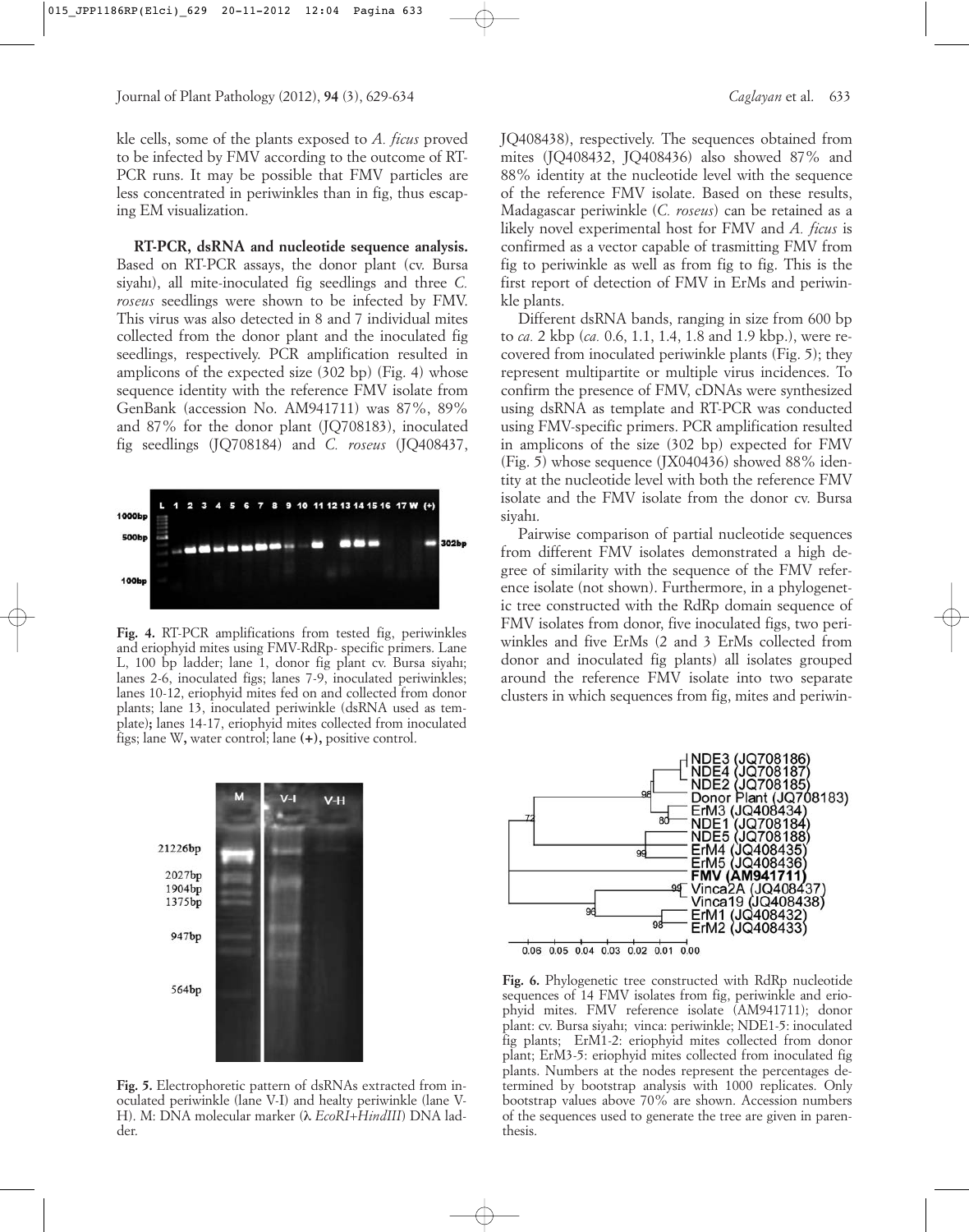kle cells, some of the plants exposed to *A. ficus* proved to be infected by FMV according to the outcome of RT-PCR runs. It may be possible that FMV particles are less concentrated in periwinkles than in fig, thus escaping EM visualization.

**RT-PCR, dsRNA and nucleotide sequence analysis.** Based on RT-PCR assays, the donor plant (cv. Bursa siyahı), all mite-inoculated fig seedlings and three *C. roseus* seedlings were shown to be infected by FMV. This virus was also detected in 8 and 7 individual mites collected from the donor plant and the inoculated fig seedlings, respectively. PCR amplification resulted in amplicons of the expected size (302 bp) (Fig. 4) whose sequence identity with the reference FMV isolate from GenBank (accession No. AM941711) was 87%, 89% and 87% for the donor plant (JQ708183), inoculated fig seedlings (JQ708184) and *C. roseus* (JQ408437, JQ408438), respectively. The sequences obtained from mites (JQ408432, JQ408436) also showed 87% and 88% identity at the nucleotide level with the sequence of the reference FMV isolate. Based on these results, Madagascar periwinkle (*C. roseus*) can be retained as a likely novel experimental host for FMV and *A. ficus* is confirmed as a vector capable of trasmitting FMV from fig to periwinkle as well as from fig to fig. This is the first report of detection of FMV in ErMs and periwinkle plants.

**Fig. 4.** RT-PCR amplifications from tested fig, periwinkles and eriophyid mites using FMV-RdRp- specific primers. Lane L, 100 bp ladder; lane 1, donor fig plant cv. Bursa siyahı; lanes 2-6, inoculated figs; lanes 7-9, inoculated periwinkles; lanes 10-12, eriophyid mites fed on and collected from donor plants; lane 13, inoculated periwinkle (dsRNA used as template); lanes 14-17, eriophyid mites collected from inoculated figs; lane W, water control; lane (+), positive control.

Different dsRNA bands, ranging in size from 600 bp to *ca.* 2 kbp (*ca.* 0.6, 1.1, 1.4, 1.8 and 1.9 kbp.), were recovered from inoculated periwinkle plants (Fig. 5); they represent multipartite or multiple virus incidences. To confirm the presence of FMV, cDNAs were synthesized using dsRNA as template and RT-PCR was conducted using FMV-specific primers. PCR amplification resulted in amplicons of the size (302 bp) expected for FMV (Fig. 5) whose sequence (JX040436) showed 88% identity at the nucleotide level with both the reference FMV isolate and the FMV isolate from the donor cv. Bursa siyahı.

Pairwise comparison of partial nucleotide sequences from different FMV isolates demonstrated a high degree of similarity with the sequence of the FMV reference isolate (not shown). Furthermore, in a phylogenetic tree constructed with the RdRp domain sequence of FMV isolates from donor, five inoculated figs, two periwinkles and five ErMs (2 and 3 ErMs collected from donor and inoculated fig plants) all isolates grouped around the reference FMV isolate into two separate clusters in which sequences from fig, mites and periwin-

**Fig. 5.** Electrophoretic pattern of dsRNAs extracted from inoculated periwinkle (lane V-I) and healty periwinkle (lane V-H). M: DNA molecular marker (λ *EcoRI+HindIII*) DNA ladder.

**Fig. 6.** Phylogenetic tree constructed with RdRp nucleotide sequences of 14 FMV isolates from fig, periwinkle and eriophyid mites. FMV reference isolate (AM941711); donor plant: cv. Bursa siyahı; vinca: periwinkle; NDE1-5: inoculated fig plants; ErM1-2: eriophyid mites collected from donor plant; ErM3-5: eriophyid mites collected from inoculated fig plants. Numbers at the nodes represent the percentages determined by bootstrap analysis with 1000 replicates. Only bootstrap values above 70% are shown. Accession numbers of the sequences used to generate the tree are given in parenthesis.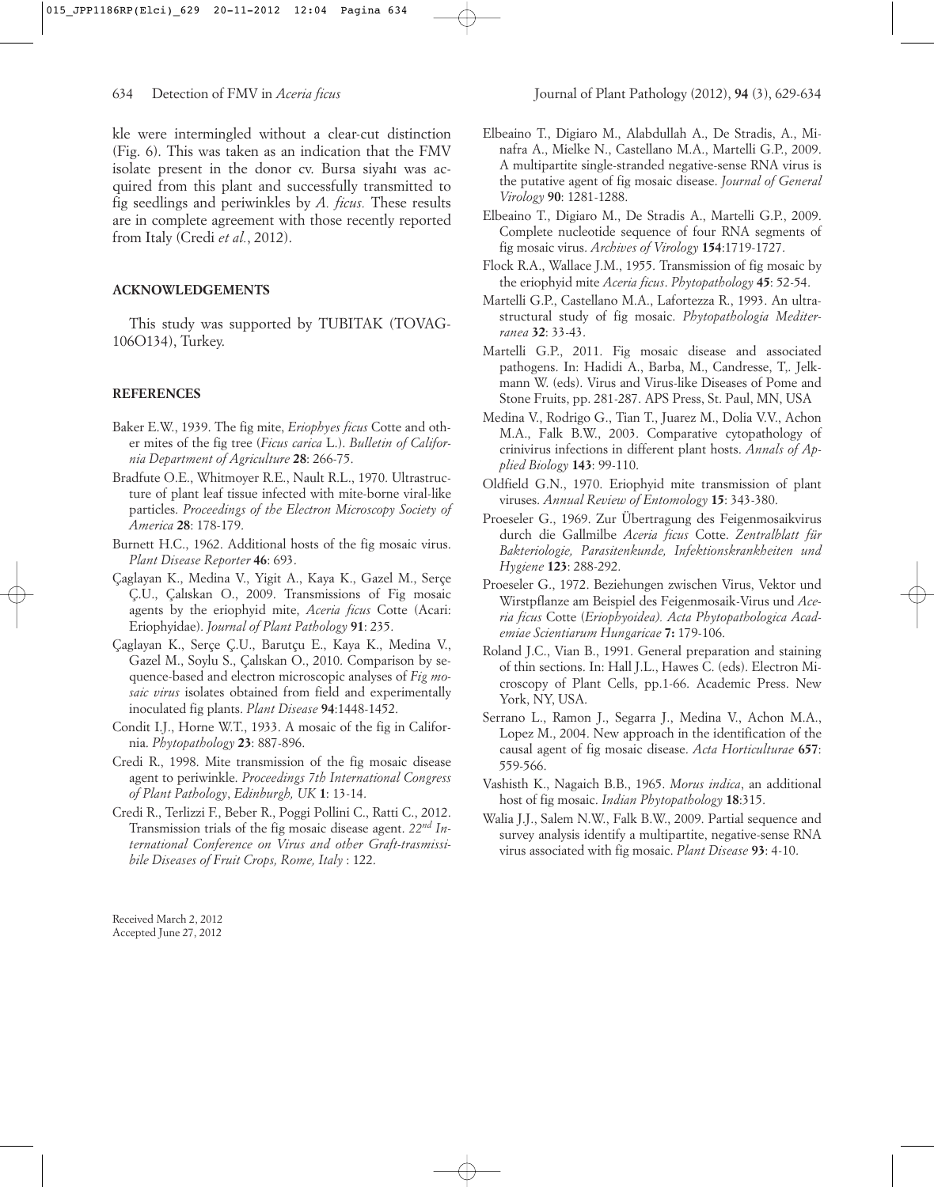kle were intermingled without a clear-cut distinction (Fig. 6). This was taken as an indication that the FMV isolate present in the donor cv. Bursa siyahı was acquired from this plant and successfully transmitted to fig seedlings and periwinkles by *A. ficus.* These results are in complete agreement with those recently reported from Italy (Credi *et al.*, 2012).

## ACKNOWLEDGEMENTS

This study was supported by TUBITAK (TOVAG-106O134), Turkey.

## REFERENCES

Baker E.W., 1939. The fig mite, *Eriophyes ficus* Cotte and other mites of the fig tree (*Ficus carica* L.). *Bulletin of California Department of Agriculture* **28**: 266-75.

Bradfute O.E., Whitmoyer R.E., Nault R.L., 1970. Ultrastructure of plant leaf tissue infected with mite-borne viral-like particles. *Proceedings of the Electron Microscopy Society of America* **28**: 178-179.

Burnett H.C., 1962. Additional hosts of the fig mosaic virus. *Plant Disease Reporter* **46**: 693.

Çaglayan K., Medina V., Yigit A., Kaya K., Gazel M., Serçe Ç.U., Çalıskan O., 2009. Transmissions of Fig mosaic agents by the eriophyid mite, *Aceria ficus* Cotte (Acari: Eriophyidae). *Journal of Plant Pathology* **91**: 235.

Çaglayan K., Serçe Ç.U., Barutçu E., Kaya K., Medina V., Gazel M., Soylu S., Çalıskan O., 2010. Comparison by sequence-based and electron microscopic analyses of *Fig mosaic virus* isolates obtained from field and experimentally inoculated fig plants. *Plant Disease* **94**:1448-1452.

Condit I.J., Horne W.T., 1933. A mosaic of the fig in California. *Phytopathology* **23**: 887-896.

Credi R., 1998. Mite transmission of the fig mosaic disease agent to periwinkle. *Proceedings 7th International Congress of Plant Pathology*, *Edinburgh, UK* **1**: 13-14.

Credi R., Terlizzi F., Beber R., Poggi Pollini C., Ratti C., 2012. Transmission trials of the fig mosaic disease agent. *22nd International Conference on Virus and other Graft-trasmissibile Diseases of Fruit Crops, Rome, Italy* : 122.

Elbeaino T., Digiaro M., Alabdullah A., De Stradis, A., Minafra A., Mielke N., Castellano M.A., Martelli G.P., 2009. A multipartite single-stranded negative-sense RNA virus is the putative agent of fig mosaic disease. *Journal of General Virology* **90**: 1281-1288.

Elbeaino T., Digiaro M., De Stradis A., Martelli G.P., 2009. Complete nucleotide sequence of four RNA segments of fig mosaic virus. *Archives of Virology* **154**:1719-1727.

Flock R.A., Wallace J.M., 1955. Transmission of fig mosaic by the eriophyid mite *Aceria ficus*. *Phytopathology* **45**: 52-54.

Martelli G.P., Castellano M.A., Lafortezza R., 1993. An ultrastructural study of fig mosaic. *Phytopathologia Mediterranea* **32**: 33-43.

Martelli G.P., 2011. Fig mosaic disease and associated pathogens. In: Hadidi A., Barba, M., Candresse, T,. Jelkmann W. (eds). Virus and Virus-like Diseases of Pome and Stone Fruits, pp. 281-287. APS Press, St. Paul, MN, USA

Medina V., Rodrigo G., Tian T., Juarez M., Dolia V.V., Achon M.A., Falk B.W., 2003. Comparative cytopathology of crinivirus infections in different plant hosts. *Annals of Applied Biology* **143**: 99-110.

Oldfield G.N., 1970. Eriophyid mite transmission of plant viruses. *Annual Review of Entomology* **15**: 343-380.

Proeseler G., 1969. Zur Übertragung des Feigenmosaikvirus durch die Gallmilbe *Aceria ficus* Cotte. *Zentralblatt für Bakteriologie, Parasitenkunde, Infektionskrankheiten und Hygiene* **123**: 288-292.

Proeseler G., 1972. Beziehungen zwischen Virus, Vektor und Wirstpflanze am Beispiel des Feigenmosaik-Virus und *Aceria ficus* Cotte (*Eriophyoidea). Acta Phytopathologica Academiae Scientiarum Hungaricae* **7:** 179-106.

Roland J.C., Vian B., 1991. General preparation and staining of thin sections. In: Hall J.L., Hawes C. (eds). Electron Microscopy of Plant Cells, pp.1-66. Academic Press. New York, NY, USA.

Serrano L., Ramon J., Segarra J., Medina V., Achon M.A., Lopez M., 2004. New approach in the identification of the causal agent of fig mosaic disease. *Acta Horticulturae* **657**: 559-566.

Vashisth K., Nagaich B.B., 1965. *Morus indica*, an additional host of fig mosaic. *Indian Phytopathology* **18**:315.

Walia J.J., Salem N.W., Falk B.W., 2009. Partial sequence and survey analysis identify a multipartite, negative-sense RNA virus associated with fig mosaic. *Plant Disease* **93**: 4-10.

Received March 2, 2012
Accepted June 27, 2012